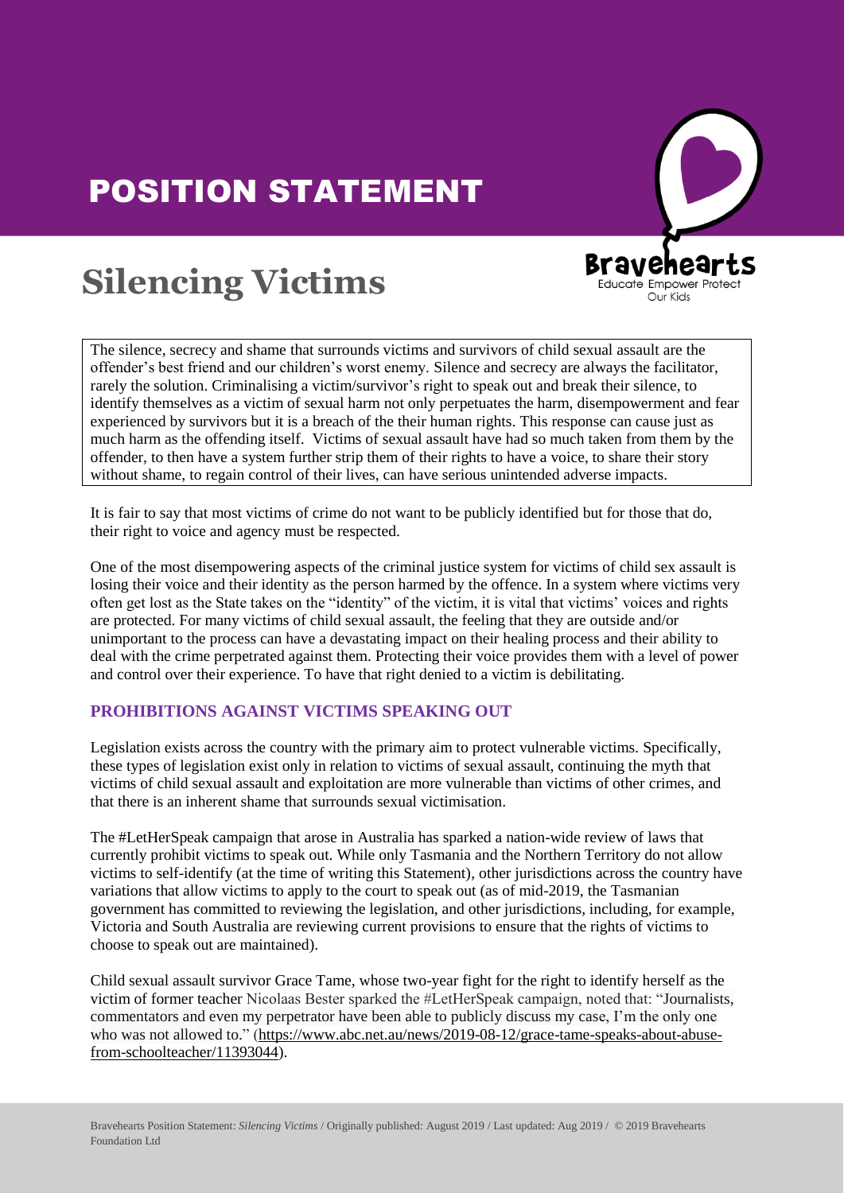# POSITION STATEMENT

# Silencing Victims

Bravehearts
Educate Empower Protect
Our Kids

The silence, secrecy and shame that surrounds victims and survivors of child sexual assault are the offender's best friend and our children's worst enemy. Silence and secrecy are always the facilitator, rarely the solution. Criminalising a victim/survivor's right to speak out and break their silence, to identify themselves as a victim of sexual harm not only perpetuates the harm, disempowerment and fear experienced by survivors but it is a breach of the their human rights. This response can cause just as much harm as the offending itself. Victims of sexual assault have had so much taken from them by the offender, to then have a system further strip them of their rights to have a voice, to share their story without shame, to regain control of their lives, can have serious unintended adverse impacts.

It is fair to say that most victims of crime do not want to be publicly identified but for those that do, their right to voice and agency must be respected.

One of the most disempowering aspects of the criminal justice system for victims of child sex assault is losing their voice and their identity as the person harmed by the offence. In a system where victims very often get lost as the State takes on the "identity" of the victim, it is vital that victims' voices and rights are protected. For many victims of child sexual assault, the feeling that they are outside and/or unimportant to the process can have a devastating impact on their healing process and their ability to deal with the crime perpetrated against them. Protecting their voice provides them with a level of power and control over their experience. To have that right denied to a victim is debilitating.

### PROHIBITIONS AGAINST VICTIMS SPEAKING OUT

Legislation exists across the country with the primary aim to protect vulnerable victims. Specifically, these types of legislation exist only in relation to victims of sexual assault, continuing the myth that victims of child sexual assault and exploitation are more vulnerable than victims of other crimes, and that there is an inherent shame that surrounds sexual victimisation.

The #LetHerSpeak campaign that arose in Australia has sparked a nation-wide review of laws that currently prohibit victims to speak out. While only Tasmania and the Northern Territory do not allow victims to self-identify (at the time of writing this Statement), other jurisdictions across the country have variations that allow victims to apply to the court to speak out (as of mid-2019, the Tasmanian government has committed to reviewing the legislation, and other jurisdictions, including, for example, Victoria and South Australia are reviewing current provisions to ensure that the rights of victims to choose to speak out are maintained).

Child sexual assault survivor Grace Tame, whose two-year fight for the right to identify herself as the victim of former teacher Nicolaas Bester sparked the #LetHerSpeak campaign, noted that: "Journalists, commentators and even my perpetrator have been able to publicly discuss my case, I'm the only one who was not allowed to." (https://www.abc.net.au/news/2019-08-12/grace-tame-speaks-about-abuse-from-schoolteacher/11393044).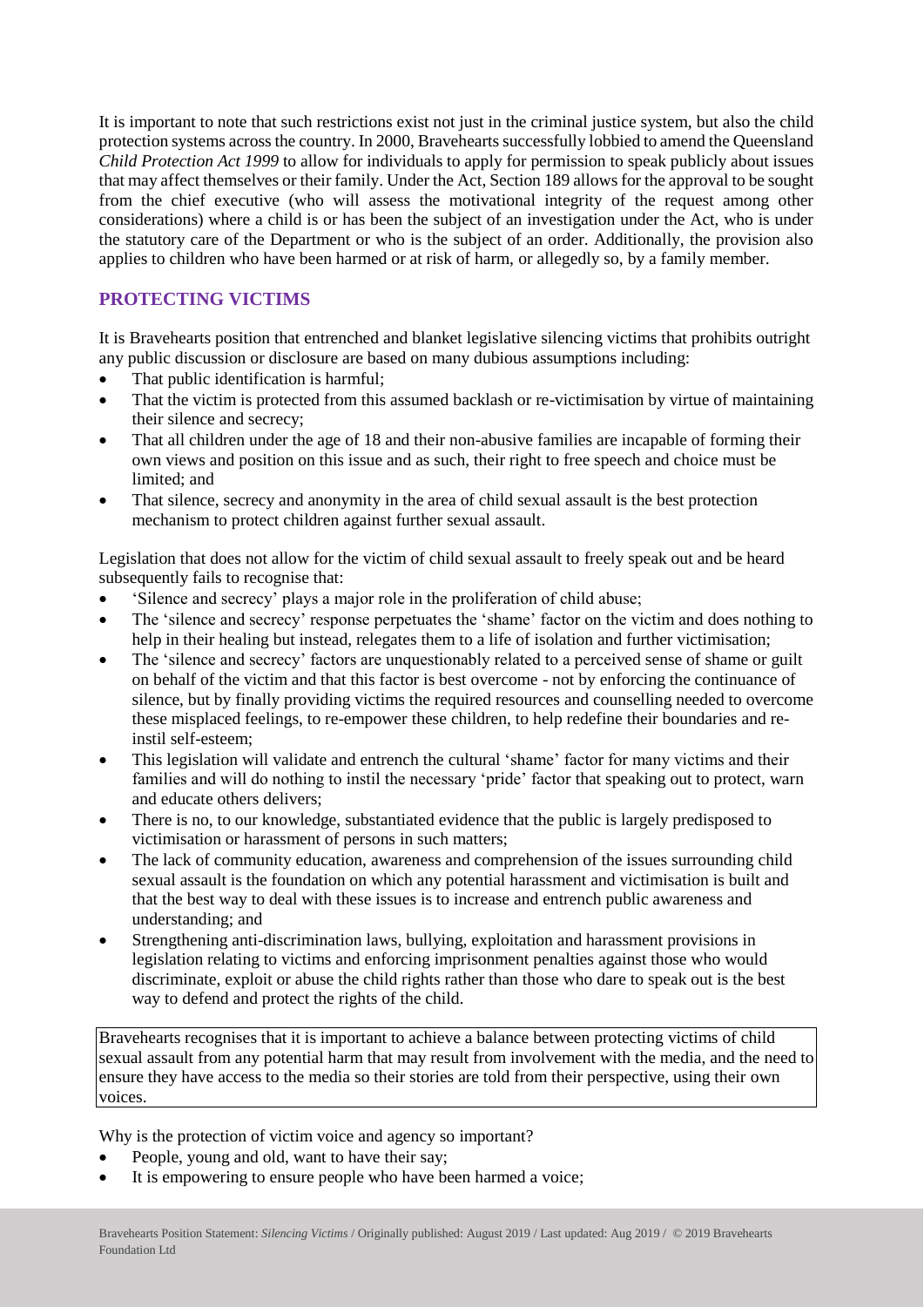It is important to note that such restrictions exist not just in the criminal justice system, but also the child protection systems across the country. In 2000, Bravehearts successfully lobbied to amend the Queensland *Child Protection Act 1999* to allow for individuals to apply for permission to speak publicly about issues that may affect themselves or their family. Under the Act, Section 189 allows for the approval to be sought from the chief executive (who will assess the motivational integrity of the request among other considerations) where a child is or has been the subject of an investigation under the Act, who is under the statutory care of the Department or who is the subject of an order. Additionally, the provision also applies to children who have been harmed or at risk of harm, or allegedly so, by a family member.

## PROTECTING VICTIMS

It is Bravehearts position that entrenched and blanket legislative silencing victims that prohibits outright any public discussion or disclosure are based on many dubious assumptions including:

- That public identification is harmful;
- That the victim is protected from this assumed backlash or re-victimisation by virtue of maintaining their silence and secrecy;
- That all children under the age of 18 and their non-abusive families are incapable of forming their own views and position on this issue and as such, their right to free speech and choice must be limited; and
- That silence, secrecy and anonymity in the area of child sexual assault is the best protection mechanism to protect children against further sexual assault.

Legislation that does not allow for the victim of child sexual assault to freely speak out and be heard subsequently fails to recognise that:

- 'Silence and secrecy' plays a major role in the proliferation of child abuse;
- The 'silence and secrecy' response perpetuates the 'shame' factor on the victim and does nothing to help in their healing but instead, relegates them to a life of isolation and further victimisation;
- The 'silence and secrecy' factors are unquestionably related to a perceived sense of shame or guilt on behalf of the victim and that this factor is best overcome - not by enforcing the continuance of silence, but by finally providing victims the required resources and counselling needed to overcome these misplaced feelings, to re-empower these children, to help redefine their boundaries and re-instil self-esteem;
- This legislation will validate and entrench the cultural 'shame' factor for many victims and their families and will do nothing to instil the necessary 'pride' factor that speaking out to protect, warn and educate others delivers;
- There is no, to our knowledge, substantiated evidence that the public is largely predisposed to victimisation or harassment of persons in such matters;
- The lack of community education, awareness and comprehension of the issues surrounding child sexual assault is the foundation on which any potential harassment and victimisation is built and that the best way to deal with these issues is to increase and entrench public awareness and understanding; and
- Strengthening anti-discrimination laws, bullying, exploitation and harassment provisions in legislation relating to victims and enforcing imprisonment penalties against those who would discriminate, exploit or abuse the child rights rather than those who dare to speak out is the best way to defend and protect the rights of the child.

Bravehearts recognises that it is important to achieve a balance between protecting victims of child sexual assault from any potential harm that may result from involvement with the media, and the need to ensure they have access to the media so their stories are told from their perspective, using their own voices.

Why is the protection of victim voice and agency so important?

- People, young and old, want to have their say;
- It is empowering to ensure people who have been harmed a voice;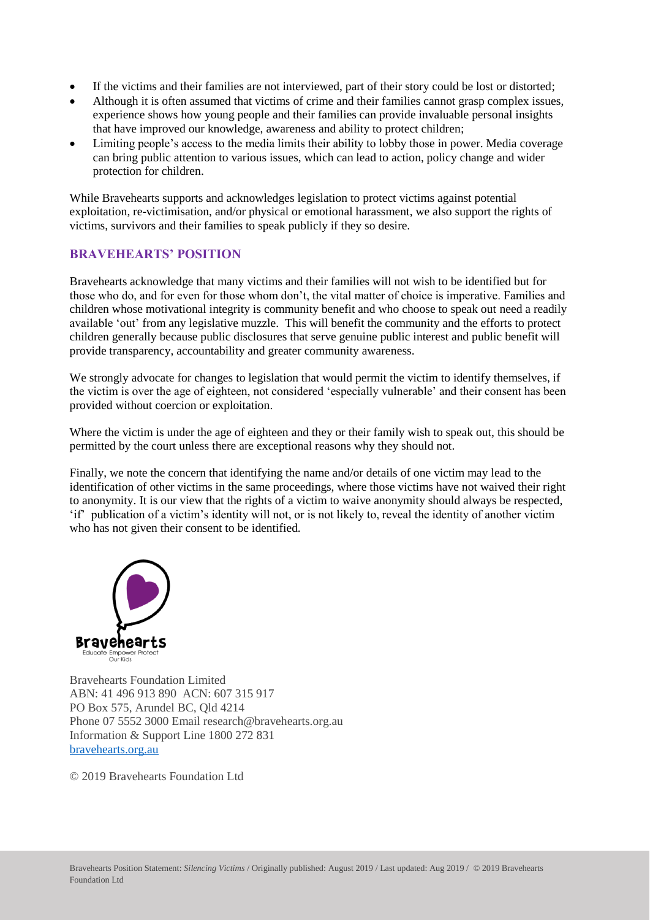- If the victims and their families are not interviewed, part of their story could be lost or distorted;
- Although it is often assumed that victims of crime and their families cannot grasp complex issues, experience shows how young people and their families can provide invaluable personal insights that have improved our knowledge, awareness and ability to protect children;
- Limiting people's access to the media limits their ability to lobby those in power. Media coverage can bring public attention to various issues, which can lead to action, policy change and wider protection for children.

While Bravehearts supports and acknowledges legislation to protect victims against potential exploitation, re-victimisation, and/or physical or emotional harassment, we also support the rights of victims, survivors and their families to speak publicly if they so desire.

## BRAVEHEARTS' POSITION

Bravehearts acknowledge that many victims and their families will not wish to be identified but for those who do, and for even for those whom don't, the vital matter of choice is imperative. Families and children whose motivational integrity is community benefit and who choose to speak out need a readily available 'out' from any legislative muzzle. This will benefit the community and the efforts to protect children generally because public disclosures that serve genuine public interest and public benefit will provide transparency, accountability and greater community awareness.

We strongly advocate for changes to legislation that would permit the victim to identify themselves, if the victim is over the age of eighteen, not considered 'especially vulnerable' and their consent has been provided without coercion or exploitation.

Where the victim is under the age of eighteen and they or their family wish to speak out, this should be permitted by the court unless there are exceptional reasons why they should not.

Finally, we note the concern that identifying the name and/or details of one victim may lead to the identification of other victims in the same proceedings, where those victims have not waived their right to anonymity. It is our view that the rights of a victim to waive anonymity should always be respected, 'if' publication of a victim's identity will not, or is not likely to, reveal the identity of another victim who has not given their consent to be identified.

Bravehearts
Educate Empower Protect
Our Kids

Bravehearts Foundation Limited
ABN: 41 496 913 890 ACN: 607 315 917
PO Box 575, Arundel BC, Qld 4214
Phone 07 5552 3000 Email research@bravehearts.org.au
Information & Support Line 1800 272 831
bravehearts.org.au

© 2019 Bravehearts Foundation Ltd